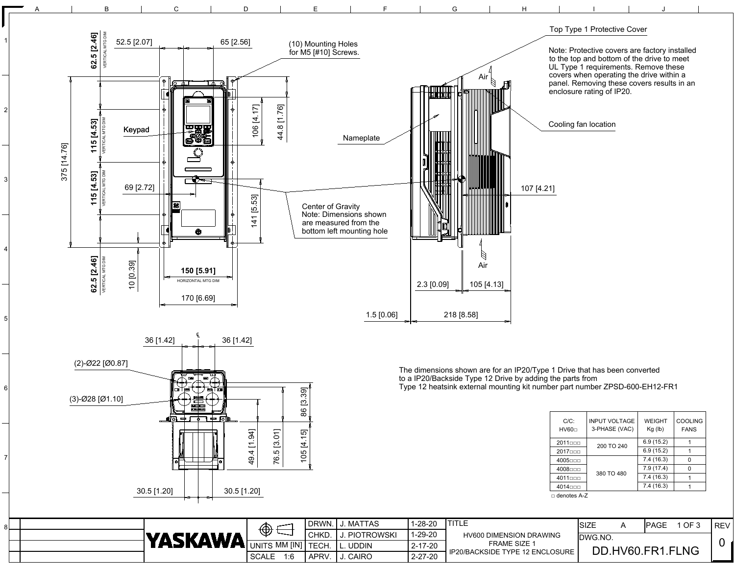Top Type 1 Protective Cover

Note: Protective covers are factory installed to the top and bottom of the drive to meet UL Type 1 requirements. Remove these covers when operating the drive within a panel. Removing these covers results in an enclosure rating of IP20.

Cooling fan location

(10) Mounting Holes for M5 [#10] Screws.

Keypad

Nameplate

Center of Gravity
Note: Dimensions shown are measured from the bottom left mounting hole

Air

62.5 [2.46] VERTICAL MTG DIM
115 [4.53] VERTICAL MTG DIM
115 [4.53] VERTICAL MTG DIM
62.5 [2.46] VERTICAL MTG DIM
375 [14.76]
52.5 [2.07]
65 [2.56]
106 [4.17]
44.8 [1.76]
69 [2.72]
141 [5.53]
10 [0.39]
150 [5.91] HORIZONTAL MTG DIM
170 [6.69]
107 [4.21]
2.3 [0.09]
105 [4.13]
1.5 [0.06]
218 [8.58]

36 [1.42]
36 [1.42]
(2)-Ø22 [Ø0.87]
(3)-Ø28 [Ø1.10]
86 [3.39]
49.4 [1.94]
76.5 [3.01]
105 [4.15]
30.5 [1.20]
30.5 [1.20]

The dimensions shown are for an IP20/Type 1 Drive that has been converted to a IP20/Backside Type 12 Drive by adding the parts from Type 12 heatsink external mounting kit number part number ZPSD-600-EH12-FR1

| C/C: HV60□ | INPUT VOLTAGE 3-PHASE (VAC) | WEIGHT Kg (lb) | COOLING FANS |
|---|---|---|---|
| 2011□□□ | 200 TO 240 | 6.9 (15.2) | 1 |
| 2017□□□ | | 6.9 (15.2) | 1 |
| 4005□□□ | 380 TO 480 | 7.4 (16.3) | 0 |
| 4008□□□ | | 7.9 (17.4) | 0 |
| 4011□□□ | | 7.4 (16.3) | 1 |
| 4014□□□ | | 7.4 (16.3) | 1 |

□ denotes A-Z

| | | | |
|---|---|---|---|
| YASKAWA | DRWN. | J. MATTAS | 1-28-20 |
| | CHKD. | J. PIOTROWSKI | 1-29-20 |
| UNITS MM [IN] | TECH. | L. UDDIN | 2-17-20 |
| SCALE 1:6 | APRV. | J. CAIRO | 2-27-20 |

TITLE: HV600 DIMENSION DRAWING FRAME SIZE 1 IP20/BACKSIDE TYPE 12 ENCLOSURE

SIZE: A | PAGE: 1 OF 3 | REV: 0

DWG.NO. DD.HV60.FR1.FLNG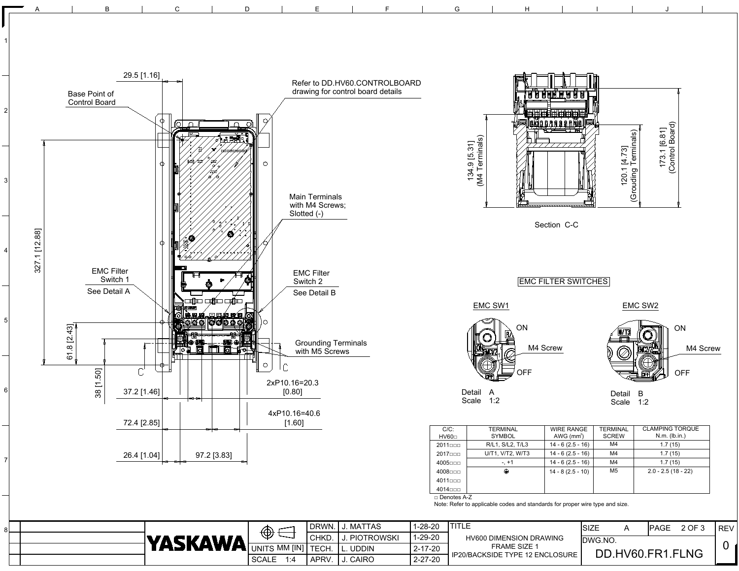Base Point of Control Board

29.5 [1.16]

Refer to DD.HV60.CONTROLBOARD drawing for control board details

327.1 [12.88]

Main Terminals with M4 Screws; Slotted (-)

EMC Filter Switch 1
See Detail A

EMC Filter Switch 2
See Detail B

61.8 [2.43]

38 [1.50]

Grounding Terminals with M5 Screws

C C

37.2 [1.46]

2xP10.16=20.3 [0.80]

72.4 [2.85]

4xP10.16=40.6 [1.60]

26.4 [1.04]

97.2 [3.83]

134.9 [5.31] (M4 Terminals)

120.1 [4.73] (Grouding Terminals)

173.1 [6.81] (Control Board)

Section C-C

## EMC FILTER SWITCHES

EMC SW1

ON
M4 Screw
OFF

Detail A
Scale 1:2

EMC SW2

ON
M4 Screw
OFF

Detail B
Scale 1:2

| C/C: HV60□ | TERMINAL SYMBOL | WIRE RANGE AWG (mm²) | TERMINAL SCREW | CLAMPING TORQUE N.m. (lb.in.) |
|---|---|---|---|---|
| 2011□□□ | R/L1, S/L2, T/L3 | 14 - 6 (2.5 - 16) | M4 | 1.7 (15) |
| 2017□□□ | U/T1, V/T2, W/T3 | 14 - 6 (2.5 - 16) | M4 | 1.7 (15) |
| 4005□□□ | -, +1 | 14 - 6 (2.5 - 16) | M4 | 1.7 (15) |
| 4008□□□ | ⏚ | 14 - 8 (2.5 - 10) | M5 | 2.0 - 2.5 (18 - 22) |
| 4011□□□ | | | | |
| 4014□□□ | | | | |

□ Denotes A-Z

Note: Refer to applicable codes and standards for proper wire type and size.

| | | | | |
|---|---|---|---|---|
| YASKAWA | UNITS MM [IN] | DRWN. J. MATTAS | 1-28-20 | TITLE: HV600 DIMENSION DRAWING FRAME SIZE 1 IP20/BACKSIDE TYPE 12 ENCLOSURE |
| | SCALE 1:4 | CHKD. J. PIOTROWSKI | 1-29-20 | SIZE A |
| | | TECH. L. UDDIN | 2-17-20 | DWG.NO. DD.HV60.FR1.FLNG |
| | | APRV. J. CAIRO | 2-27-20 | REV 0 |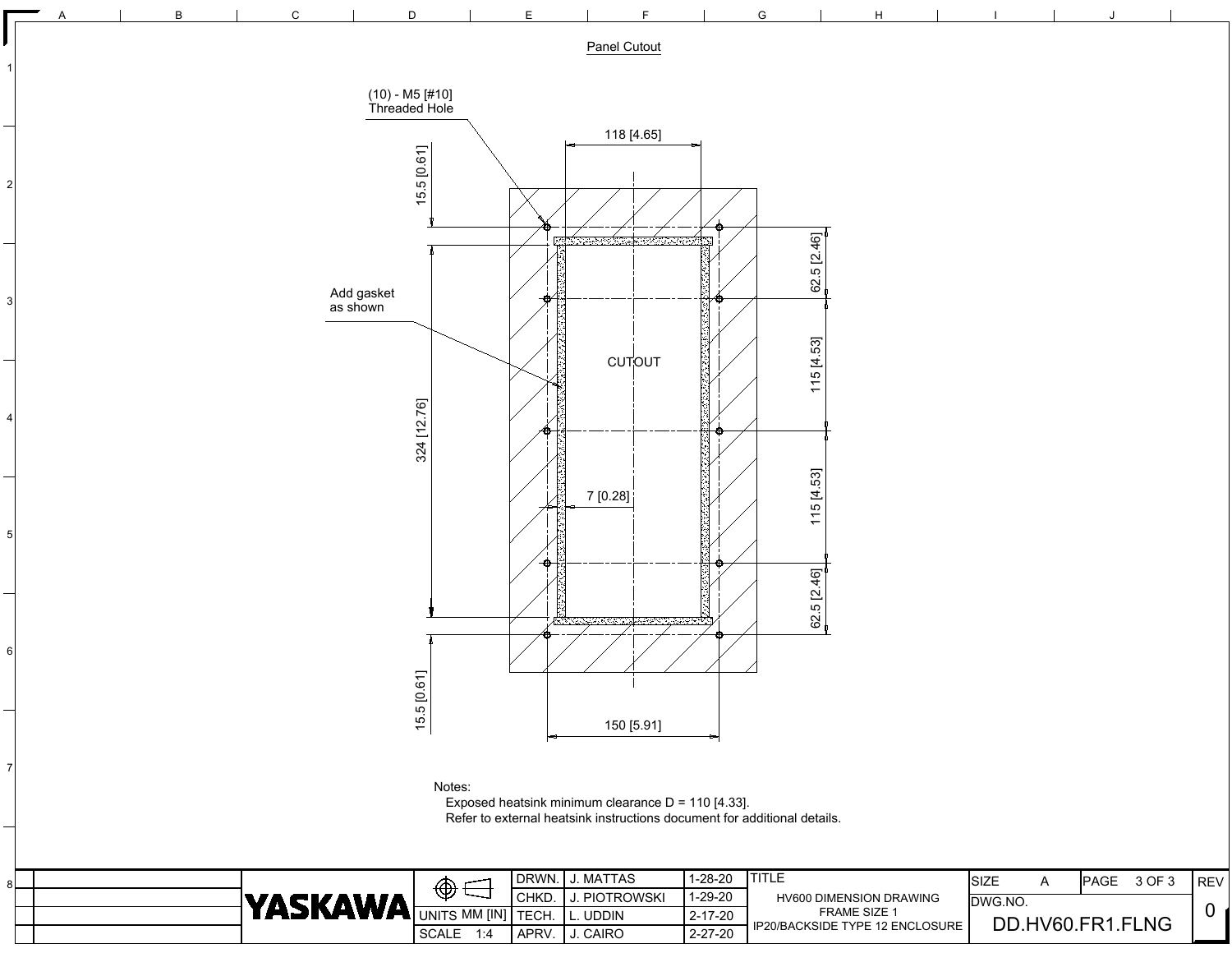Panel Cutout

(10) - M5 [#10]
Threaded Hole

118 [4.65]

15.5 [0.61]

62.5 [2.46]

Add gasket
as shown

115 [4.53]

CUTOUT

324 [12.76]

7 [0.28]

115 [4.53]

62.5 [2.46]

15.5 [0.61]

150 [5.91]

Notes:
Exposed heatsink minimum clearance D = 110 [4.33].
Refer to external heatsink instructions document for additional details.

| | | | | |
|---|---|---|---|---|
| YASKAWA | UNITS MM [IN] | DRWN. | J. MATTAS | 1-28-20 |
| | | CHKD. | J. PIOTROWSKI | 1-29-20 |
| | | TECH. | L. UDDIN | 2-17-20 |
| | SCALE 1:4 | APRV. | J. CAIRO | 2-27-20 |

TITLE: HV600 DIMENSION DRAWING FRAME SIZE 1 IP20/BACKSIDE TYPE 12 ENCLOSURE

SIZE: A

DWG.NO. DD.HV60.FR1.FLNG

REV: 0